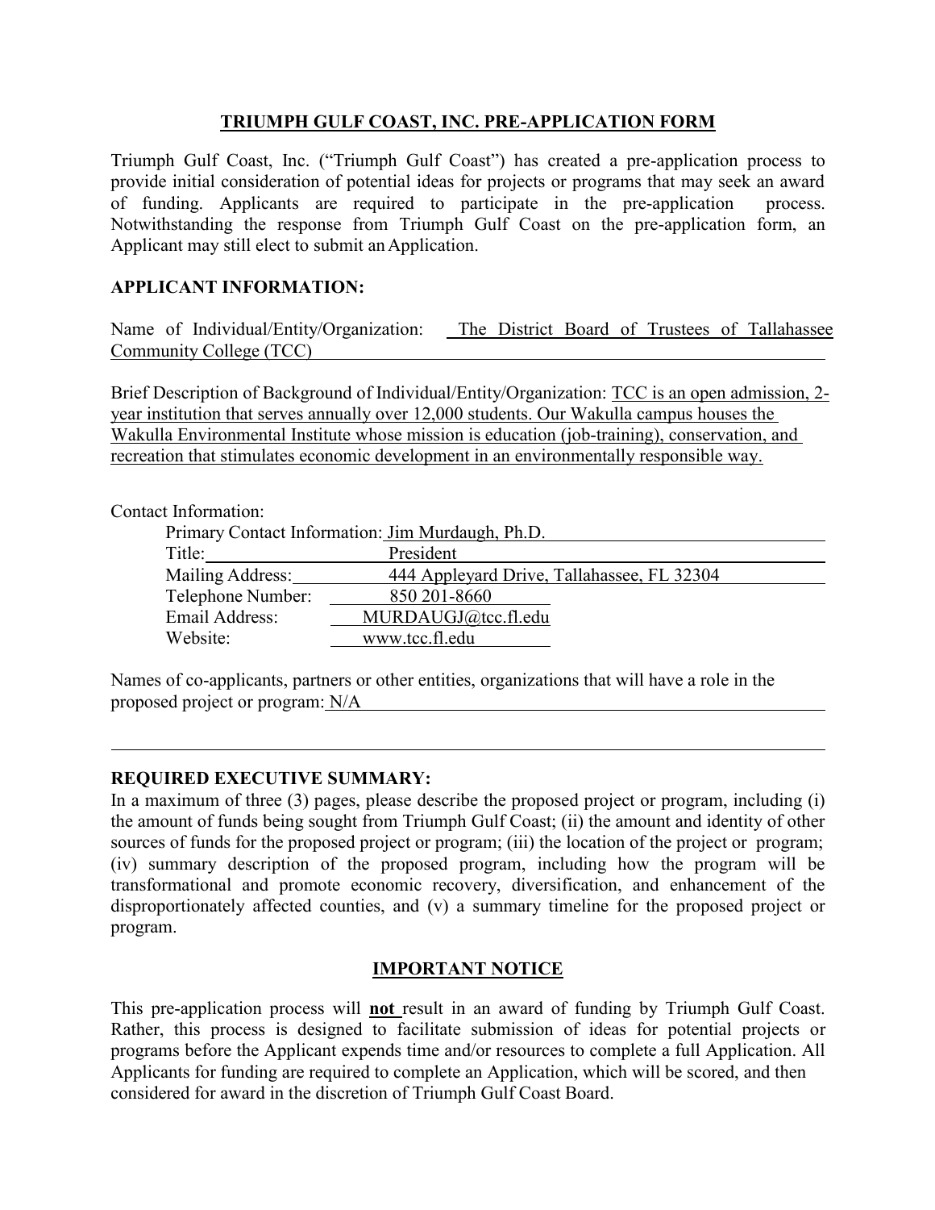# TRIUMPH GULF COAST, INC. PRE-APPLICATION FORM

Triumph Gulf Coast, Inc. ("Triumph Gulf Coast") has created a pre-application process to provide initial consideration of potential ideas for projects or programs that may seek an award of funding. Applicants are required to participate in the pre-application process. Notwithstanding the response from Triumph Gulf Coast on the pre-application form, an Applicant may still elect to submit an Application.

## APPLICANT INFORMATION:

Name of Individual/Entity/Organization: The District Board of Trustees of Tallahassee Community College (TCC)

Brief Description of Background of Individual/Entity/Organization: TCC is an open admission, 2-year institution that serves annually over 12,000 students. Our Wakulla campus houses the Wakulla Environmental Institute whose mission is education (job-training), conservation, and recreation that stimulates economic development in an environmentally responsible way.

Contact Information:

Primary Contact Information: Jim Murdaugh, Ph.D.
Title: President
Mailing Address: 444 Appleyard Drive, Tallahassee, FL 32304
Telephone Number: 850 201-8660
Email Address: MURDAUGJ@tcc.fl.edu
Website: www.tcc.fl.edu

Names of co-applicants, partners or other entities, organizations that will have a role in the proposed project or program: N/A

## REQUIRED EXECUTIVE SUMMARY:

In a maximum of three (3) pages, please describe the proposed project or program, including (i) the amount of funds being sought from Triumph Gulf Coast; (ii) the amount and identity of other sources of funds for the proposed project or program; (iii) the location of the project or program; (iv) summary description of the proposed program, including how the program will be transformational and promote economic recovery, diversification, and enhancement of the disproportionately affected counties, and (v) a summary timeline for the proposed project or program.

## IMPORTANT NOTICE

This pre-application process will **not** result in an award of funding by Triumph Gulf Coast. Rather, this process is designed to facilitate submission of ideas for potential projects or programs before the Applicant expends time and/or resources to complete a full Application. All Applicants for funding are required to complete an Application, which will be scored, and then considered for award in the discretion of Triumph Gulf Coast Board.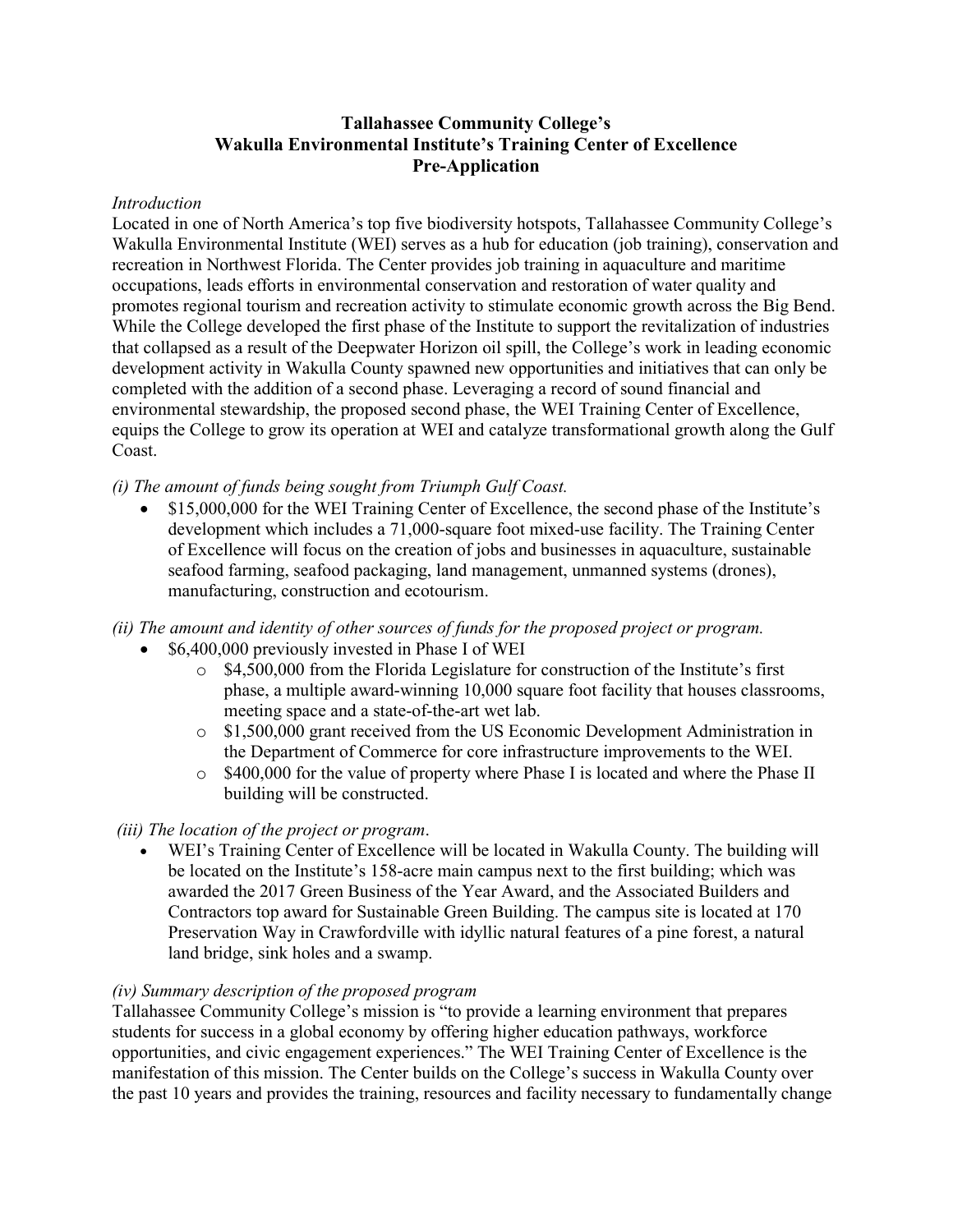# Tallahassee Community College's Wakulla Environmental Institute's Training Center of Excellence Pre-Application

*Introduction*

Located in one of North America's top five biodiversity hotspots, Tallahassee Community College's Wakulla Environmental Institute (WEI) serves as a hub for education (job training), conservation and recreation in Northwest Florida. The Center provides job training in aquaculture and maritime occupations, leads efforts in environmental conservation and restoration of water quality and promotes regional tourism and recreation activity to stimulate economic growth across the Big Bend. While the College developed the first phase of the Institute to support the revitalization of industries that collapsed as a result of the Deepwater Horizon oil spill, the College's work in leading economic development activity in Wakulla County spawned new opportunities and initiatives that can only be completed with the addition of a second phase. Leveraging a record of sound financial and environmental stewardship, the proposed second phase, the WEI Training Center of Excellence, equips the College to grow its operation at WEI and catalyze transformational growth along the Gulf Coast.

*(i) The amount of funds being sought from Triumph Gulf Coast.*

- $15,000,000 for the WEI Training Center of Excellence, the second phase of the Institute's development which includes a 71,000-square foot mixed-use facility. The Training Center of Excellence will focus on the creation of jobs and businesses in aquaculture, sustainable seafood farming, seafood packaging, land management, unmanned systems (drones), manufacturing, construction and ecotourism.

*(ii) The amount and identity of other sources of funds for the proposed project or program.*

- $6,400,000 previously invested in Phase I of WEI
  - $4,500,000 from the Florida Legislature for construction of the Institute's first phase, a multiple award-winning 10,000 square foot facility that houses classrooms, meeting space and a state-of-the-art wet lab.
  - $1,500,000 grant received from the US Economic Development Administration in the Department of Commerce for core infrastructure improvements to the WEI.
  - $400,000 for the value of property where Phase I is located and where the Phase II building will be constructed.

*(iii) The location of the project or program*.

- WEI's Training Center of Excellence will be located in Wakulla County. The building will be located on the Institute's 158-acre main campus next to the first building; which was awarded the 2017 Green Business of the Year Award, and the Associated Builders and Contractors top award for Sustainable Green Building. The campus site is located at 170 Preservation Way in Crawfordville with idyllic natural features of a pine forest, a natural land bridge, sink holes and a swamp.

*(iv) Summary description of the proposed program*

Tallahassee Community College's mission is "to provide a learning environment that prepares students for success in a global economy by offering higher education pathways, workforce opportunities, and civic engagement experiences." The WEI Training Center of Excellence is the manifestation of this mission. The Center builds on the College's success in Wakulla County over the past 10 years and provides the training, resources and facility necessary to fundamentally change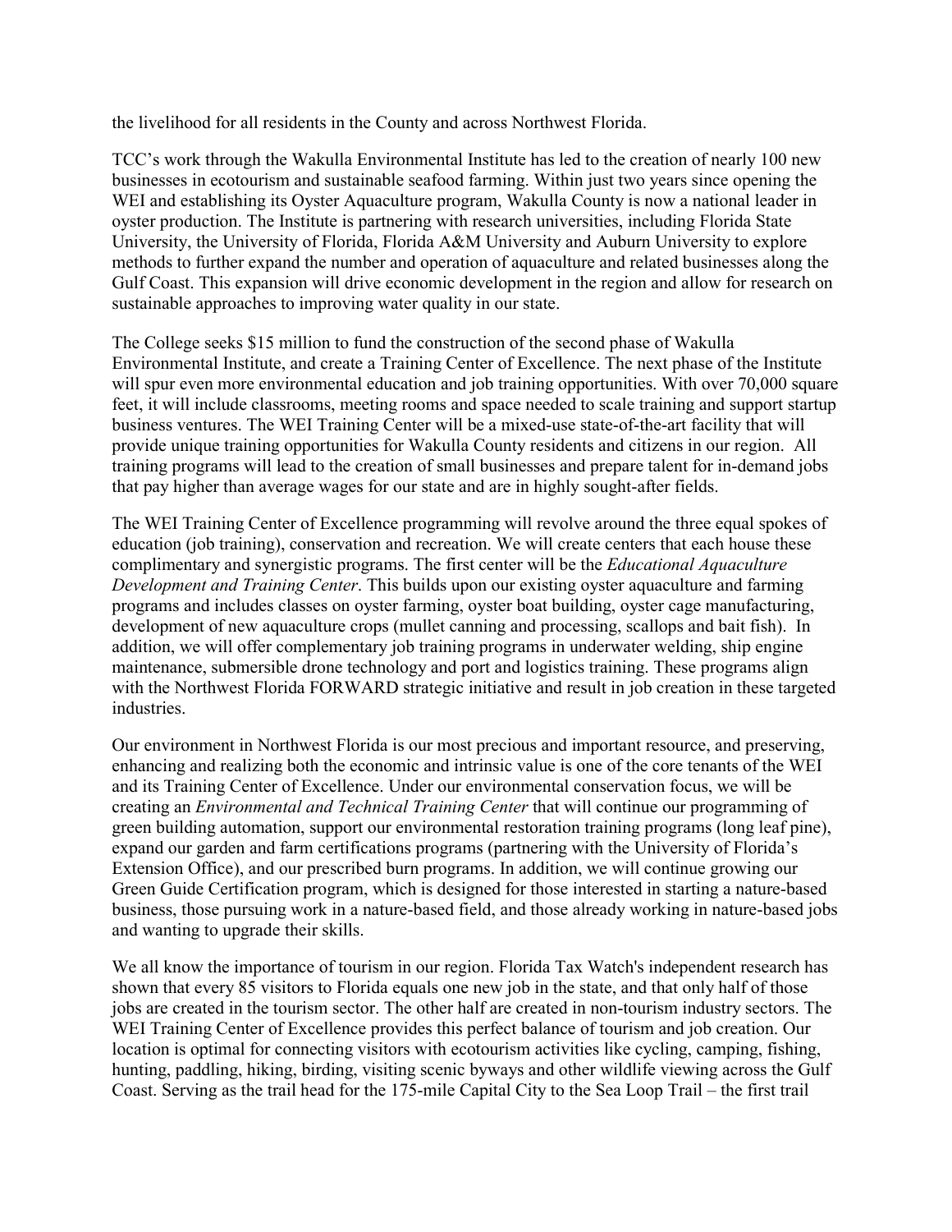the livelihood for all residents in the County and across Northwest Florida.

TCC's work through the Wakulla Environmental Institute has led to the creation of nearly 100 new businesses in ecotourism and sustainable seafood farming. Within just two years since opening the WEI and establishing its Oyster Aquaculture program, Wakulla County is now a national leader in oyster production. The Institute is partnering with research universities, including Florida State University, the University of Florida, Florida A&M University and Auburn University to explore methods to further expand the number and operation of aquaculture and related businesses along the Gulf Coast. This expansion will drive economic development in the region and allow for research on sustainable approaches to improving water quality in our state.

The College seeks $15 million to fund the construction of the second phase of Wakulla Environmental Institute, and create a Training Center of Excellence. The next phase of the Institute will spur even more environmental education and job training opportunities. With over 70,000 square feet, it will include classrooms, meeting rooms and space needed to scale training and support startup business ventures. The WEI Training Center will be a mixed-use state-of-the-art facility that will provide unique training opportunities for Wakulla County residents and citizens in our region. All training programs will lead to the creation of small businesses and prepare talent for in-demand jobs that pay higher than average wages for our state and are in highly sought-after fields.

The WEI Training Center of Excellence programming will revolve around the three equal spokes of education (job training), conservation and recreation. We will create centers that each house these complimentary and synergistic programs. The first center will be the *Educational Aquaculture Development and Training Center*. This builds upon our existing oyster aquaculture and farming programs and includes classes on oyster farming, oyster boat building, oyster cage manufacturing, development of new aquaculture crops (mullet canning and processing, scallops and bait fish). In addition, we will offer complementary job training programs in underwater welding, ship engine maintenance, submersible drone technology and port and logistics training. These programs align with the Northwest Florida FORWARD strategic initiative and result in job creation in these targeted industries.

Our environment in Northwest Florida is our most precious and important resource, and preserving, enhancing and realizing both the economic and intrinsic value is one of the core tenants of the WEI and its Training Center of Excellence. Under our environmental conservation focus, we will be creating an *Environmental and Technical Training Center* that will continue our programming of green building automation, support our environmental restoration training programs (long leaf pine), expand our garden and farm certifications programs (partnering with the University of Florida's Extension Office), and our prescribed burn programs. In addition, we will continue growing our Green Guide Certification program, which is designed for those interested in starting a nature-based business, those pursuing work in a nature-based field, and those already working in nature-based jobs and wanting to upgrade their skills.

We all know the importance of tourism in our region. Florida Tax Watch's independent research has shown that every 85 visitors to Florida equals one new job in the state, and that only half of those jobs are created in the tourism sector. The other half are created in non-tourism industry sectors. The WEI Training Center of Excellence provides this perfect balance of tourism and job creation. Our location is optimal for connecting visitors with ecotourism activities like cycling, camping, fishing, hunting, paddling, hiking, birding, visiting scenic byways and other wildlife viewing across the Gulf Coast. Serving as the trail head for the 175-mile Capital City to the Sea Loop Trail – the first trail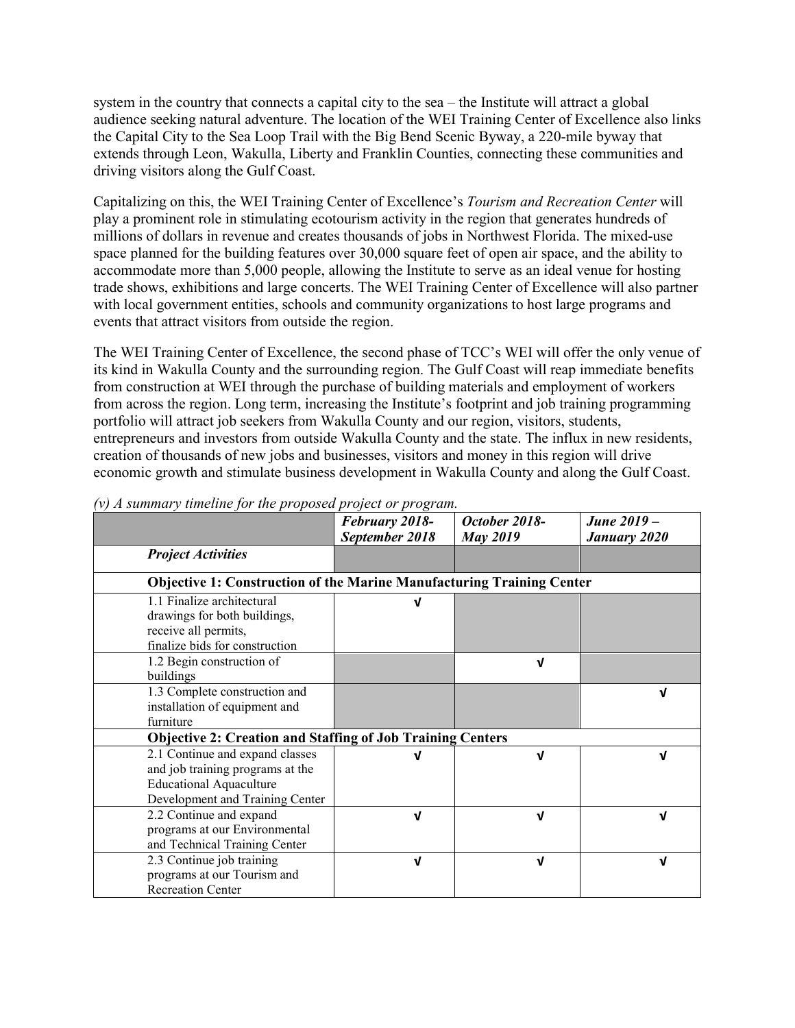system in the country that connects a capital city to the sea – the Institute will attract a global audience seeking natural adventure. The location of the WEI Training Center of Excellence also links the Capital City to the Sea Loop Trail with the Big Bend Scenic Byway, a 220-mile byway that extends through Leon, Wakulla, Liberty and Franklin Counties, connecting these communities and driving visitors along the Gulf Coast.

Capitalizing on this, the WEI Training Center of Excellence's *Tourism and Recreation Center* will play a prominent role in stimulating ecotourism activity in the region that generates hundreds of millions of dollars in revenue and creates thousands of jobs in Northwest Florida. The mixed-use space planned for the building features over 30,000 square feet of open air space, and the ability to accommodate more than 5,000 people, allowing the Institute to serve as an ideal venue for hosting trade shows, exhibitions and large concerts. The WEI Training Center of Excellence will also partner with local government entities, schools and community organizations to host large programs and events that attract visitors from outside the region.

The WEI Training Center of Excellence, the second phase of TCC's WEI will offer the only venue of its kind in Wakulla County and the surrounding region. The Gulf Coast will reap immediate benefits from construction at WEI through the purchase of building materials and employment of workers from across the region. Long term, increasing the Institute's footprint and job training programming portfolio will attract job seekers from Wakulla County and our region, visitors, students, entrepreneurs and investors from outside Wakulla County and the state. The influx in new residents, creation of thousands of new jobs and businesses, visitors and money in this region will drive economic growth and stimulate business development in Wakulla County and along the Gulf Coast.

*(v) A summary timeline for the proposed project or program.*

| | ***February 2018-September 2018*** | ***October 2018-May 2019*** | ***June 2019 – January 2020*** |
|---|---|---|---|
| ***Project Activities*** | | | |
| **Objective 1: Construction of the Marine Manufacturing Training Center** | | | |
| 1.1 Finalize architectural drawings for both buildings, receive all permits, finalize bids for construction | √ | | |
| 1.2 Begin construction of buildings | | √ | |
| 1.3 Complete construction and installation of equipment and furniture | | | √ |
| **Objective 2: Creation and Staffing of Job Training Centers** | | | |
| 2.1 Continue and expand classes and job training programs at the Educational Aquaculture Development and Training Center | √ | √ | √ |
| 2.2 Continue and expand programs at our Environmental and Technical Training Center | √ | √ | √ |
| 2.3 Continue job training programs at our Tourism and Recreation Center | √ | √ | √ |